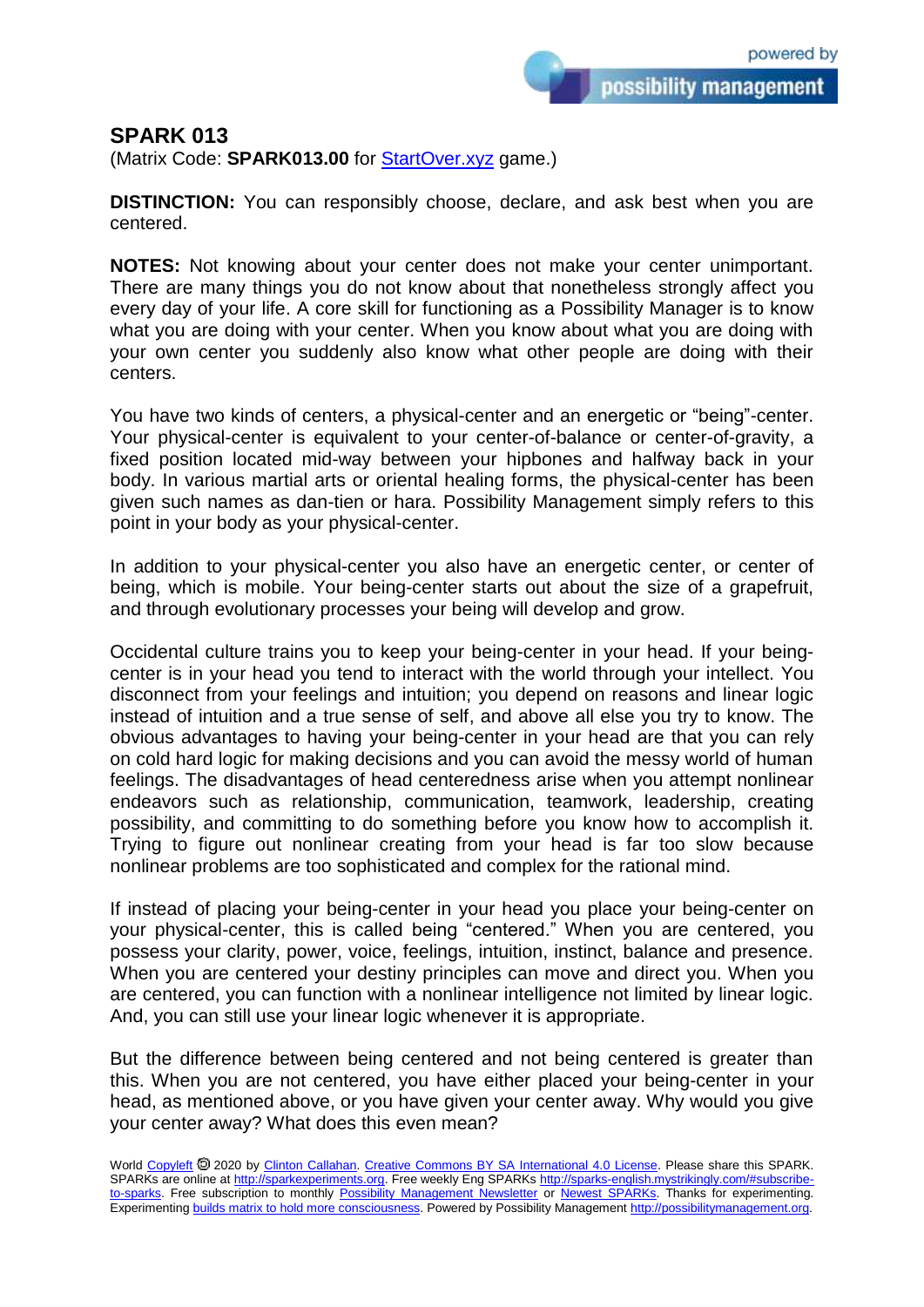## SPARK 013

(Matrix Code: **SPARK013.00** for [StartOver.xyz](StartOver.xyz) game.)

**DISTINCTION:** You can responsibly choose, declare, and ask best when you are centered.

**NOTES:** Not knowing about your center does not make your center unimportant. There are many things you do not know about that nonetheless strongly affect you every day of your life. A core skill for functioning as a Possibility Manager is to know what you are doing with your center. When you know about what you are doing with your own center you suddenly also know what other people are doing with their centers.

You have two kinds of centers, a physical-center and an energetic or "being"-center. Your physical-center is equivalent to your center-of-balance or center-of-gravity, a fixed position located mid-way between your hipbones and halfway back in your body. In various martial arts or oriental healing forms, the physical-center has been given such names as dan-tien or hara. Possibility Management simply refers to this point in your body as your physical-center.

In addition to your physical-center you also have an energetic center, or center of being, which is mobile. Your being-center starts out about the size of a grapefruit, and through evolutionary processes your being will develop and grow.

Occidental culture trains you to keep your being-center in your head. If your being-center is in your head you tend to interact with the world through your intellect. You disconnect from your feelings and intuition; you depend on reasons and linear logic instead of intuition and a true sense of self, and above all else you try to know. The obvious advantages to having your being-center in your head are that you can rely on cold hard logic for making decisions and you can avoid the messy world of human feelings. The disadvantages of head centeredness arise when you attempt nonlinear endeavors such as relationship, communication, teamwork, leadership, creating possibility, and committing to do something before you know how to accomplish it. Trying to figure out nonlinear creating from your head is far too slow because nonlinear problems are too sophisticated and complex for the rational mind.

If instead of placing your being-center in your head you place your being-center on your physical-center, this is called being "centered." When you are centered, you possess your clarity, power, voice, feelings, intuition, instinct, balance and presence. When you are centered your destiny principles can move and direct you. When you are centered, you can function with a nonlinear intelligence not limited by linear logic. And, you can still use your linear logic whenever it is appropriate.

But the difference between being centered and not being centered is greater than this. When you are not centered, you have either placed your being-center in your head, as mentioned above, or you have given your center away. Why would you give your center away? What does this even mean?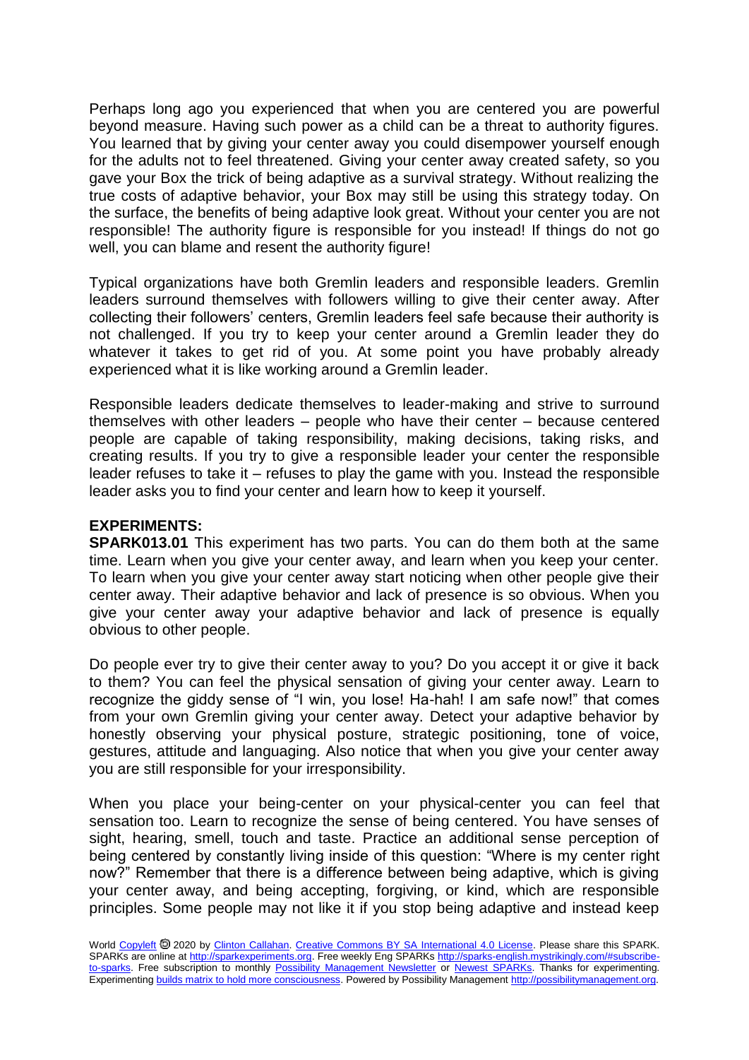Perhaps long ago you experienced that when you are centered you are powerful beyond measure. Having such power as a child can be a threat to authority figures. You learned that by giving your center away you could disempower yourself enough for the adults not to feel threatened. Giving your center away created safety, so you gave your Box the trick of being adaptive as a survival strategy. Without realizing the true costs of adaptive behavior, your Box may still be using this strategy today. On the surface, the benefits of being adaptive look great. Without your center you are not responsible! The authority figure is responsible for you instead! If things do not go well, you can blame and resent the authority figure!

Typical organizations have both Gremlin leaders and responsible leaders. Gremlin leaders surround themselves with followers willing to give their center away. After collecting their followers' centers, Gremlin leaders feel safe because their authority is not challenged. If you try to keep your center around a Gremlin leader they do whatever it takes to get rid of you. At some point you have probably already experienced what it is like working around a Gremlin leader.

Responsible leaders dedicate themselves to leader-making and strive to surround themselves with other leaders – people who have their center – because centered people are capable of taking responsibility, making decisions, taking risks, and creating results. If you try to give a responsible leader your center the responsible leader refuses to take it – refuses to play the game with you. Instead the responsible leader asks you to find your center and learn how to keep it yourself.

**EXPERIMENTS:**

**SPARK013.01** This experiment has two parts. You can do them both at the same time. Learn when you give your center away, and learn when you keep your center. To learn when you give your center away start noticing when other people give their center away. Their adaptive behavior and lack of presence is so obvious. When you give your center away your adaptive behavior and lack of presence is equally obvious to other people.

Do people ever try to give their center away to you? Do you accept it or give it back to them? You can feel the physical sensation of giving your center away. Learn to recognize the giddy sense of "I win, you lose! Ha-hah! I am safe now!" that comes from your own Gremlin giving your center away. Detect your adaptive behavior by honestly observing your physical posture, strategic positioning, tone of voice, gestures, attitude and languaging. Also notice that when you give your center away you are still responsible for your irresponsibility.

When you place your being-center on your physical-center you can feel that sensation too. Learn to recognize the sense of being centered. You have senses of sight, hearing, smell, touch and taste. Practice an additional sense perception of being centered by constantly living inside of this question: "Where is my center right now?" Remember that there is a difference between being adaptive, which is giving your center away, and being accepting, forgiving, or kind, which are responsible principles. Some people may not like it if you stop being adaptive and instead keep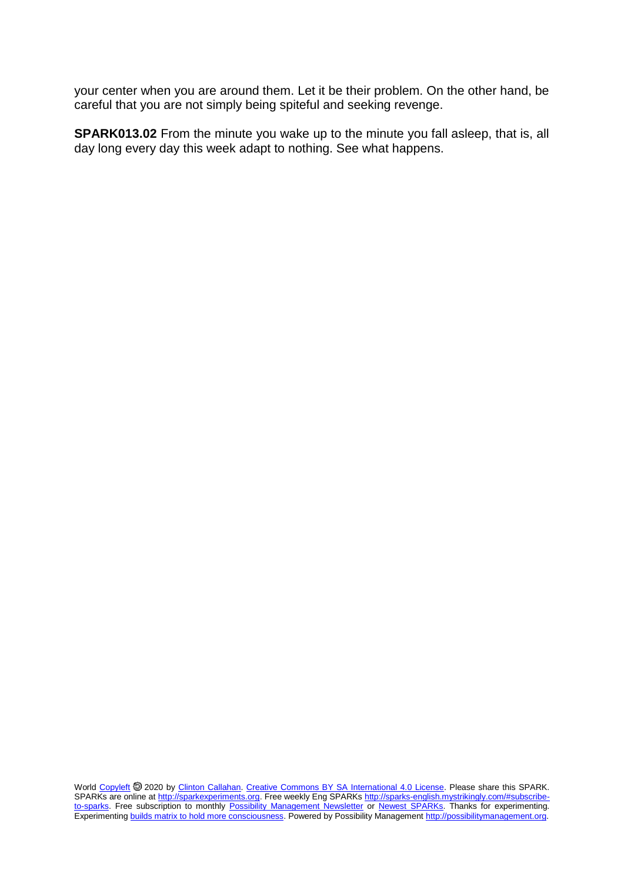your center when you are around them. Let it be their problem. On the other hand, be careful that you are not simply being spiteful and seeking revenge.

**SPARK013.02** From the minute you wake up to the minute you fall asleep, that is, all day long every day this week adapt to nothing. See what happens.

World Copyleft 🄯 2020 by Clinton Callahan. Creative Commons BY SA International 4.0 License. Please share this SPARK. SPARKs are online at http://sparkexperiments.org. Free weekly Eng SPARKs http://sparks-english.mystrikingly.com/#subscribe-to-sparks. Free subscription to monthly Possibility Management Newsletter or Newest SPARKs. Thanks for experimenting. Experimenting builds matrix to hold more consciousness. Powered by Possibility Management http://possibilitymanagement.org.